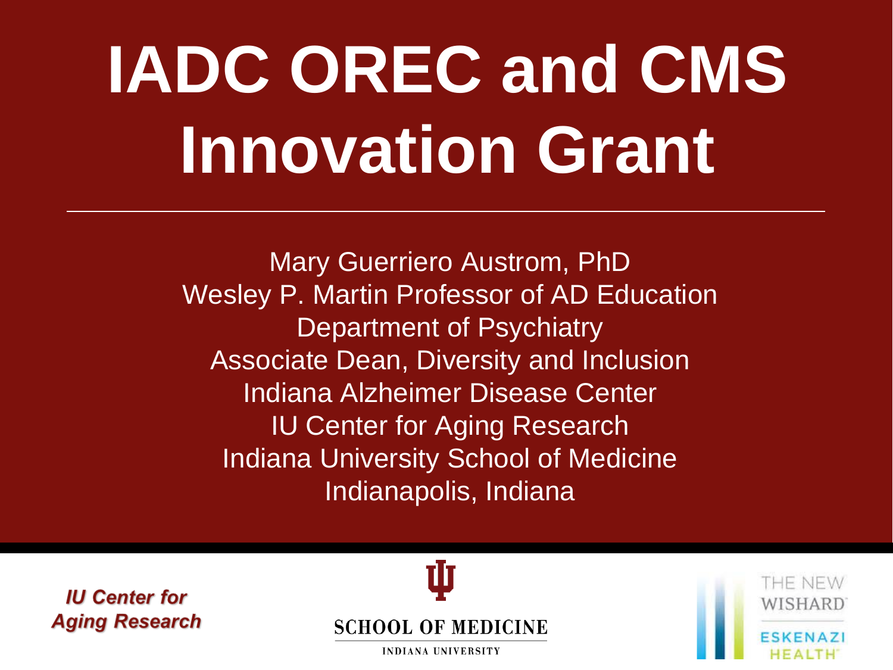# IADC OREC and CMS Innovation Grant

Mary Guerriero Austrom, PhD
Wesley P. Martin Professor of AD Education
Department of Psychiatry
Associate Dean, Diversity and Inclusion
Indiana Alzheimer Disease Center
IU Center for Aging Research
Indiana University School of Medicine
Indianapolis, Indiana

*IU Center for Aging Research*

SCHOOL OF MEDICINE
INDIANA UNIVERSITY

THE NEW WISHARD
ESKENAZI HEALTH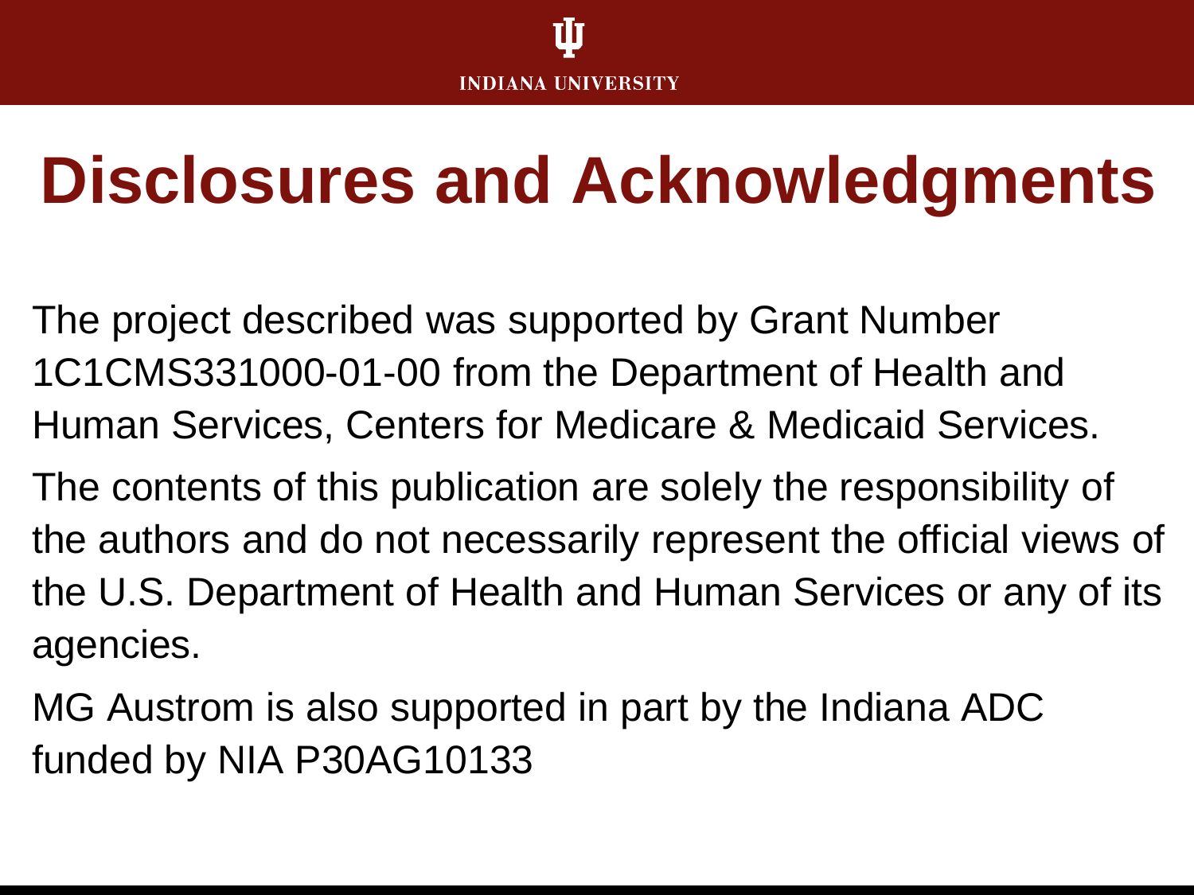# Disclosures and Acknowledgments

The project described was supported by Grant Number 1C1CMS331000-01-00 from the Department of Health and Human Services, Centers for Medicare & Medicaid Services.

The contents of this publication are solely the responsibility of the authors and do not necessarily represent the official views of the U.S. Department of Health and Human Services or any of its agencies.

MG Austrom is also supported in part by the Indiana ADC funded by NIA P30AG10133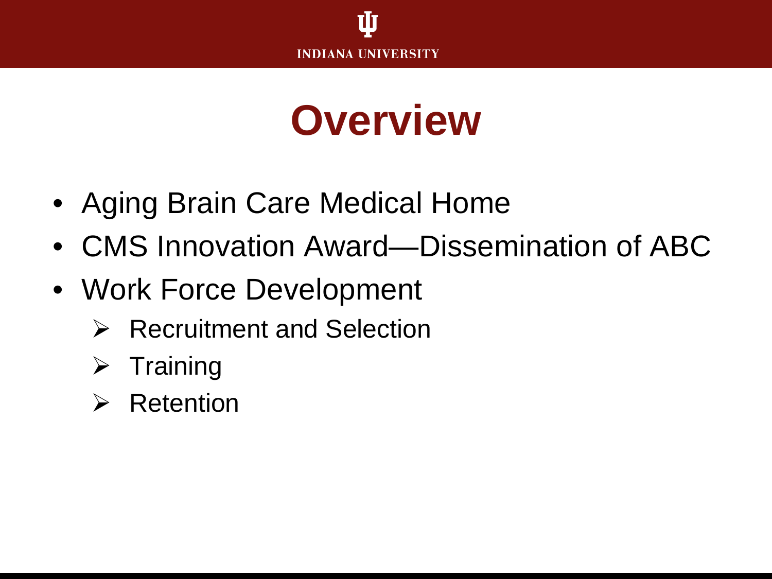# Overview

- Aging Brain Care Medical Home
- CMS Innovation Award—Dissemination of ABC
- Work Force Development
  - Recruitment and Selection
  - Training
  - Retention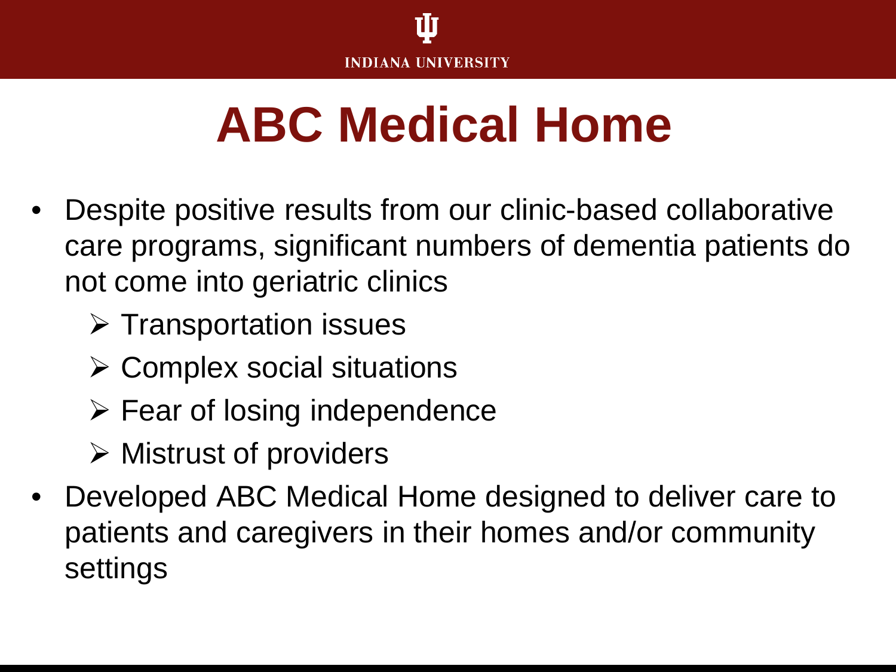# ABC Medical Home

- Despite positive results from our clinic-based collaborative care programs, significant numbers of dementia patients do not come into geriatric clinics
    - Transportation issues
    - Complex social situations
    - Fear of losing independence
    - Mistrust of providers
- Developed ABC Medical Home designed to deliver care to patients and caregivers in their homes and/or community settings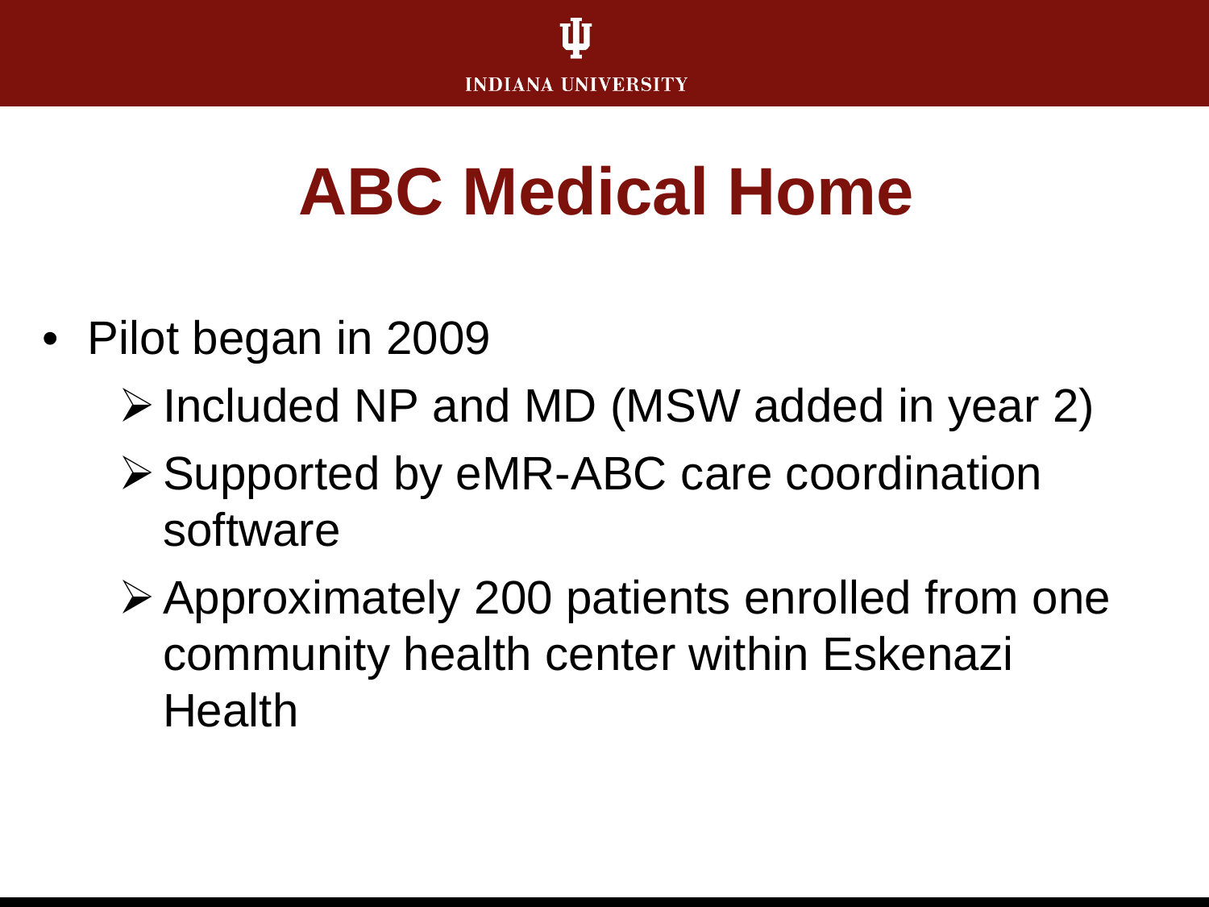# ABC Medical Home

- Pilot began in 2009
  - Included NP and MD (MSW added in year 2)
  - Supported by eMR-ABC care coordination software
  - Approximately 200 patients enrolled from one community health center within Eskenazi Health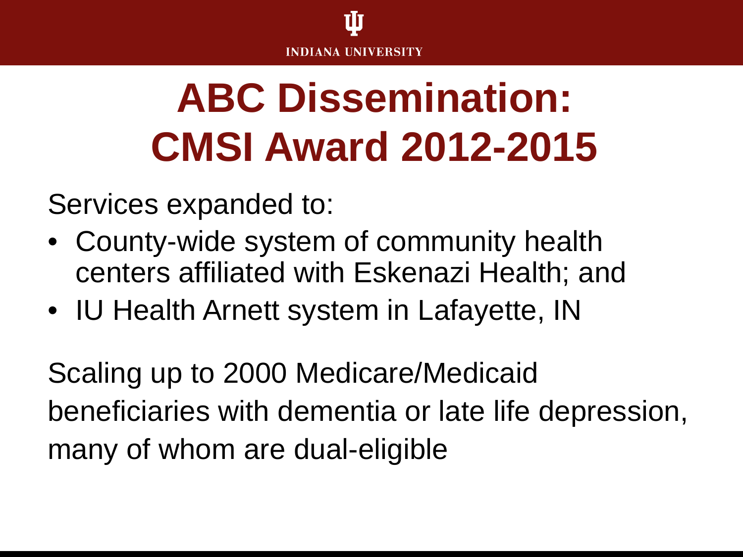# ABC Dissemination: CMSI Award 2012-2015

Services expanded to:

- County-wide system of community health centers affiliated with Eskenazi Health; and
- IU Health Arnett system in Lafayette, IN

Scaling up to 2000 Medicare/Medicaid beneficiaries with dementia or late life depression, many of whom are dual-eligible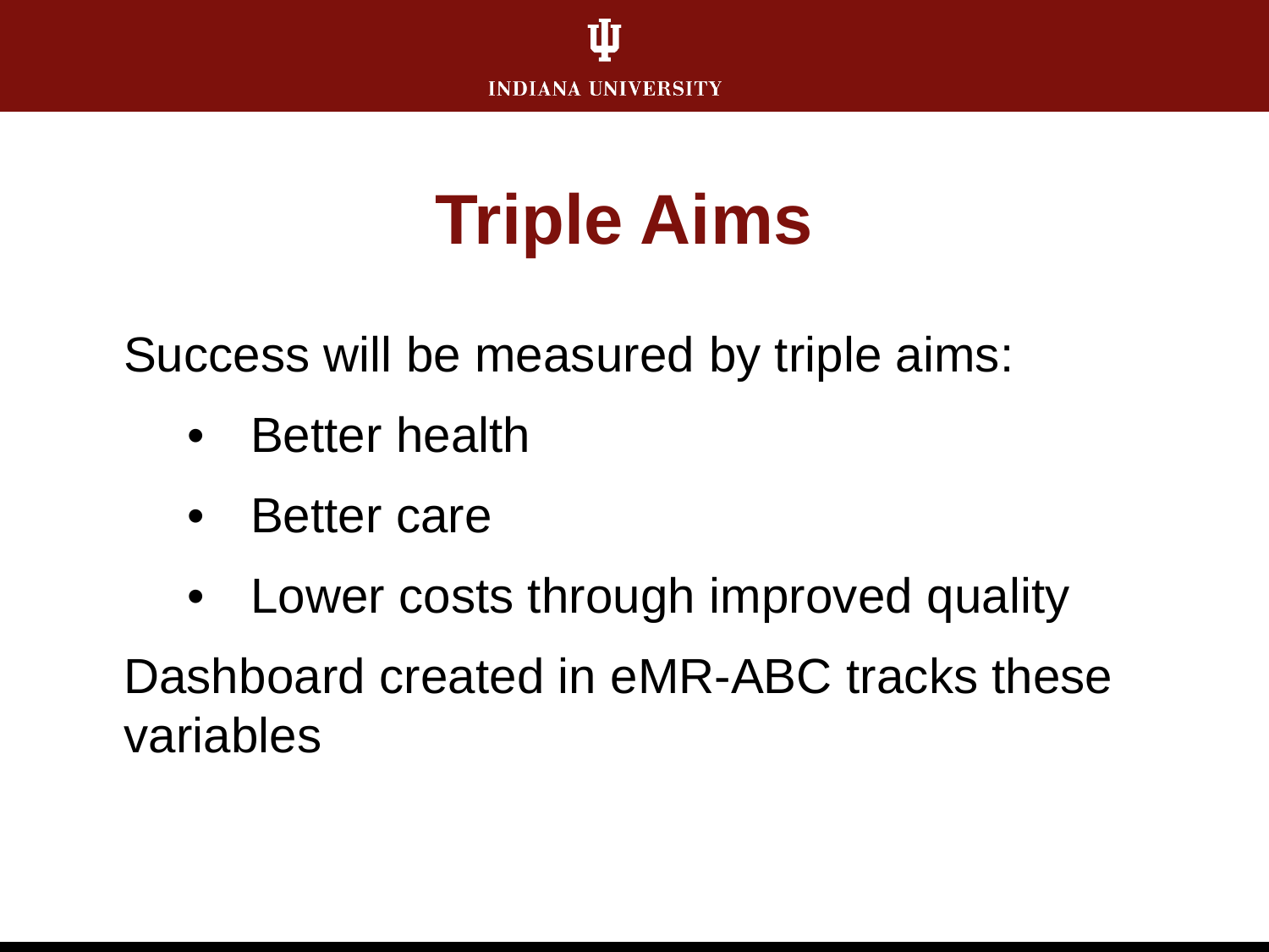# Triple Aims

Success will be measured by triple aims:

- Better health
- Better care
- Lower costs through improved quality

Dashboard created in eMR-ABC tracks these variables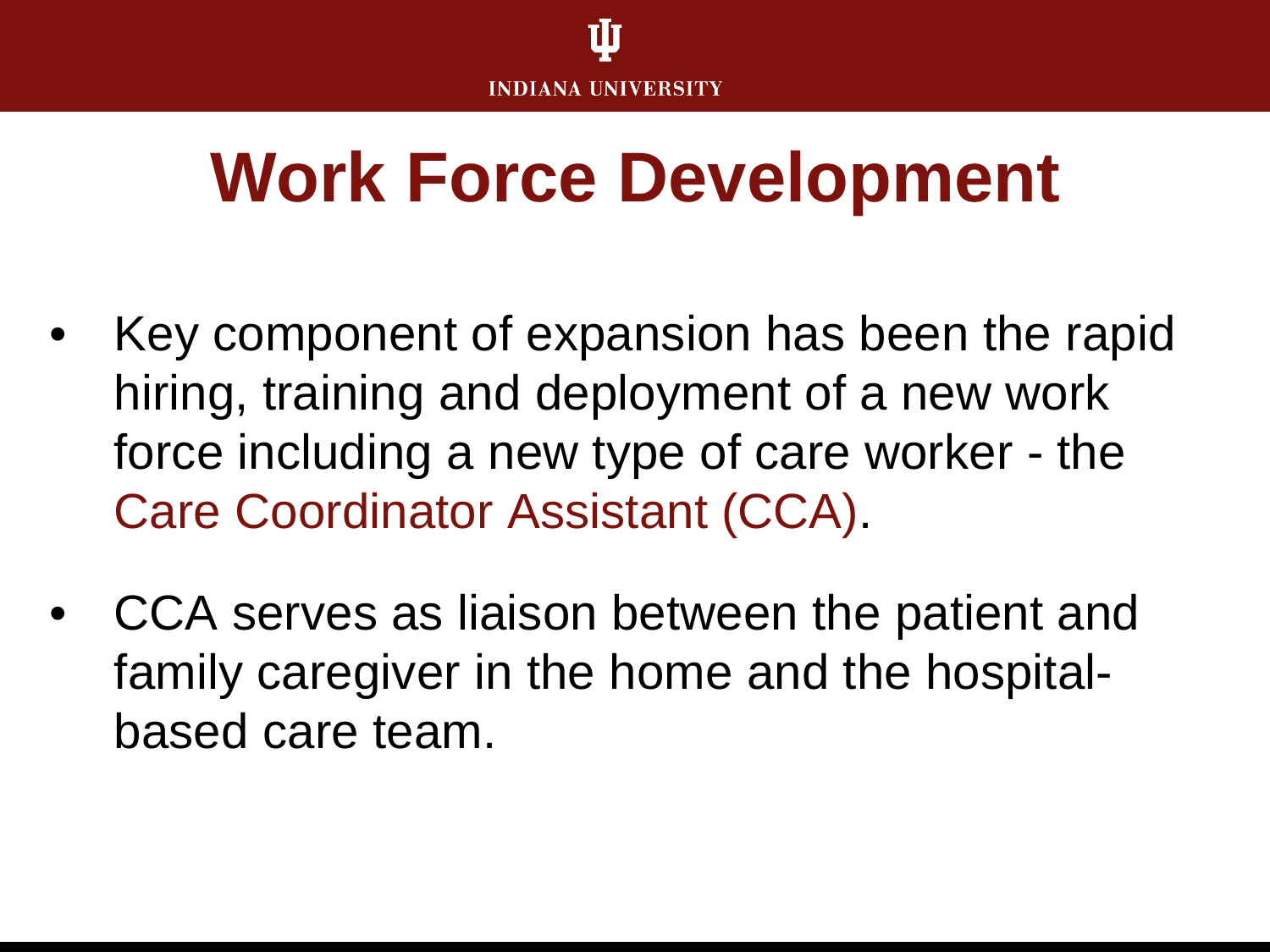# Work Force Development

- Key component of expansion has been the rapid hiring, training and deployment of a new work force including a new type of care worker - the Care Coordinator Assistant (CCA).
- CCA serves as liaison between the patient and family caregiver in the home and the hospital-based care team.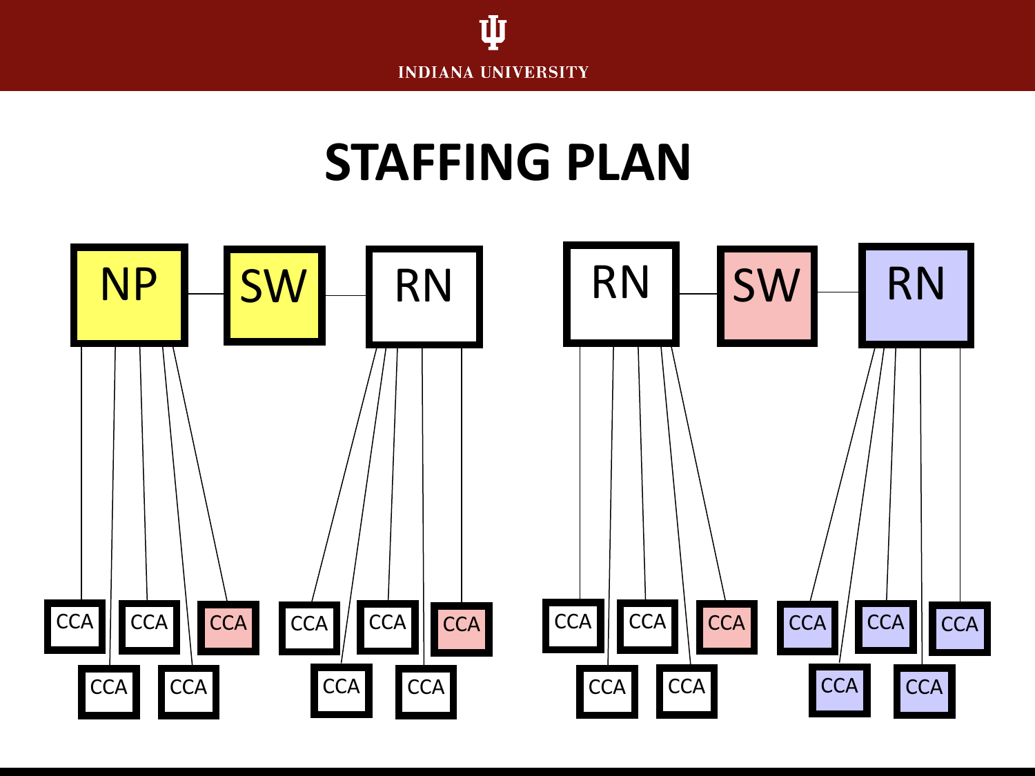# STAFFING PLAN

NP — SW — RN

RN — SW — RN

CCA CCA CCA CCA CCA CCA CCA CCA CCA CCA CCA CCA CCA CCA CCA CCA CCA CCA CCA CCA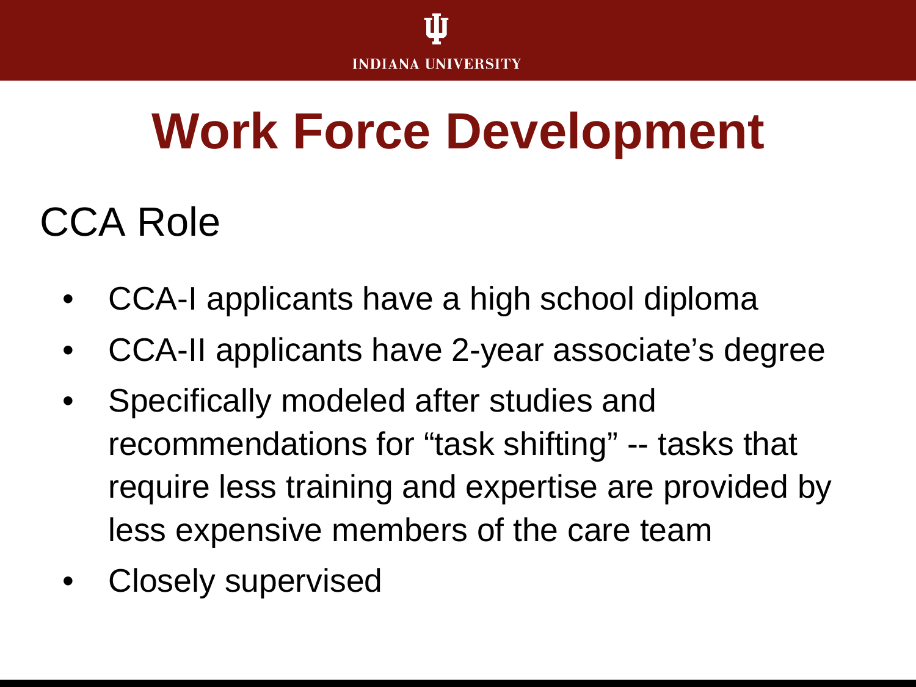# Work Force Development

## CCA Role

- CCA-I applicants have a high school diploma
- CCA-II applicants have 2-year associate's degree
- Specifically modeled after studies and recommendations for "task shifting" -- tasks that require less training and expertise are provided by less expensive members of the care team
- Closely supervised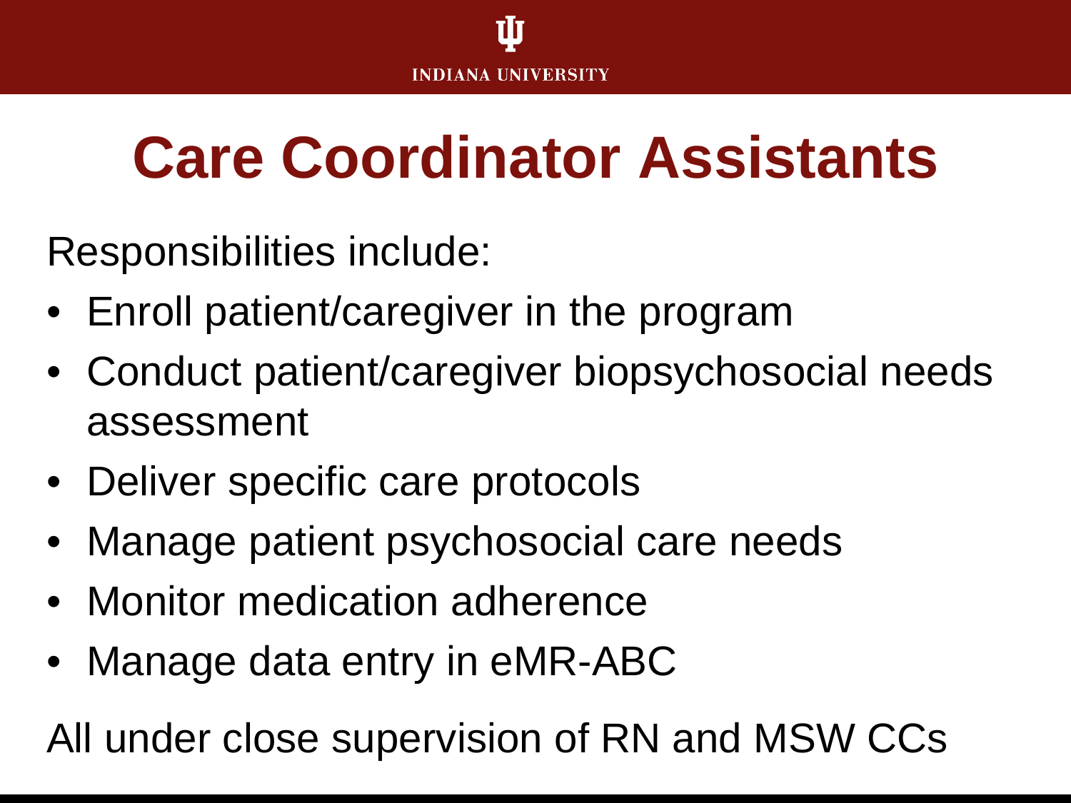# Care Coordinator Assistants

Responsibilities include:

- Enroll patient/caregiver in the program
- Conduct patient/caregiver biopsychosocial needs assessment
- Deliver specific care protocols
- Manage patient psychosocial care needs
- Monitor medication adherence
- Manage data entry in eMR-ABC

All under close supervision of RN and MSW CCs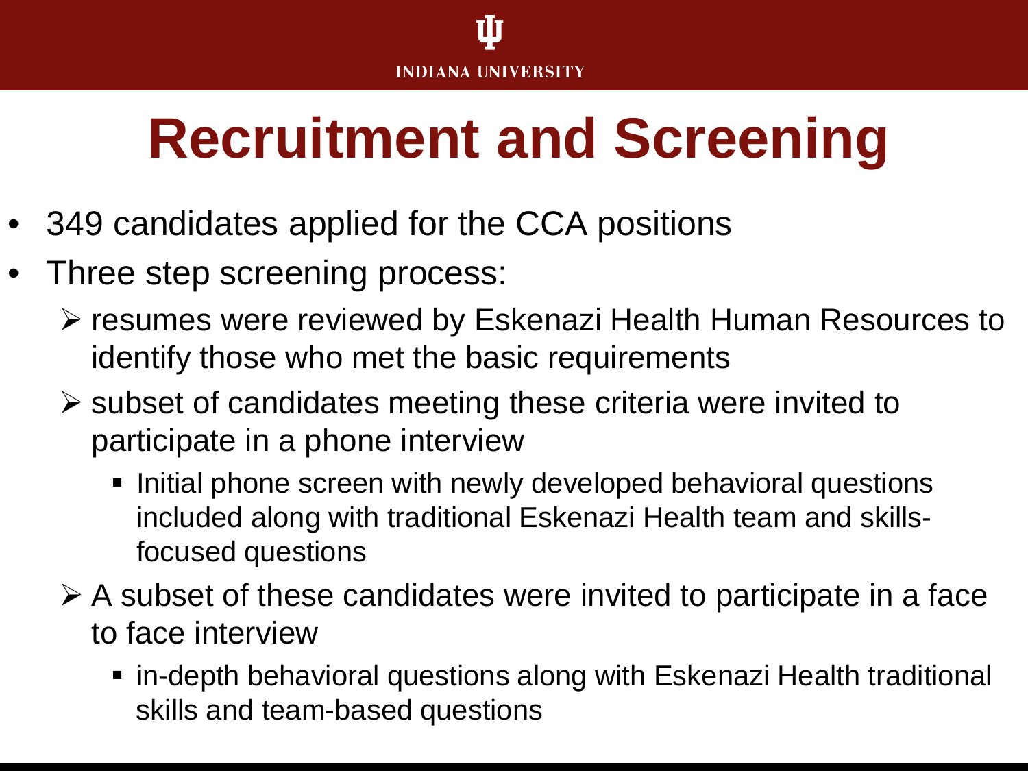# Recruitment and Screening

- 349 candidates applied for the CCA positions
- Three step screening process:
  - resumes were reviewed by Eskenazi Health Human Resources to identify those who met the basic requirements
  - subset of candidates meeting these criteria were invited to participate in a phone interview
    - Initial phone screen with newly developed behavioral questions included along with traditional Eskenazi Health team and skills-focused questions
  - A subset of these candidates were invited to participate in a face to face interview
    - in-depth behavioral questions along with Eskenazi Health traditional skills and team-based questions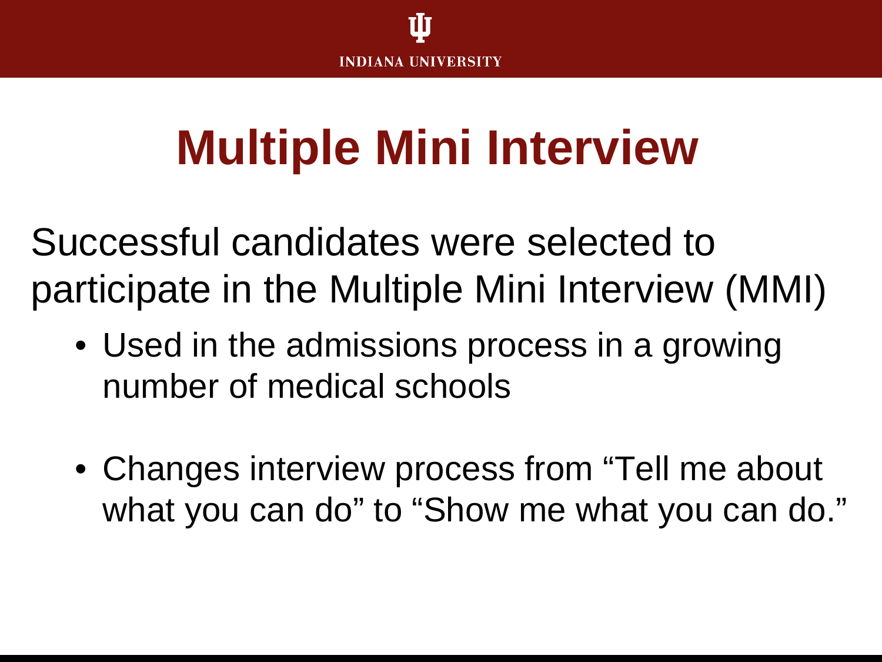# Multiple Mini Interview

Successful candidates were selected to participate in the Multiple Mini Interview (MMI)

- Used in the admissions process in a growing number of medical schools
- Changes interview process from “Tell me about what you can do” to “Show me what you can do.”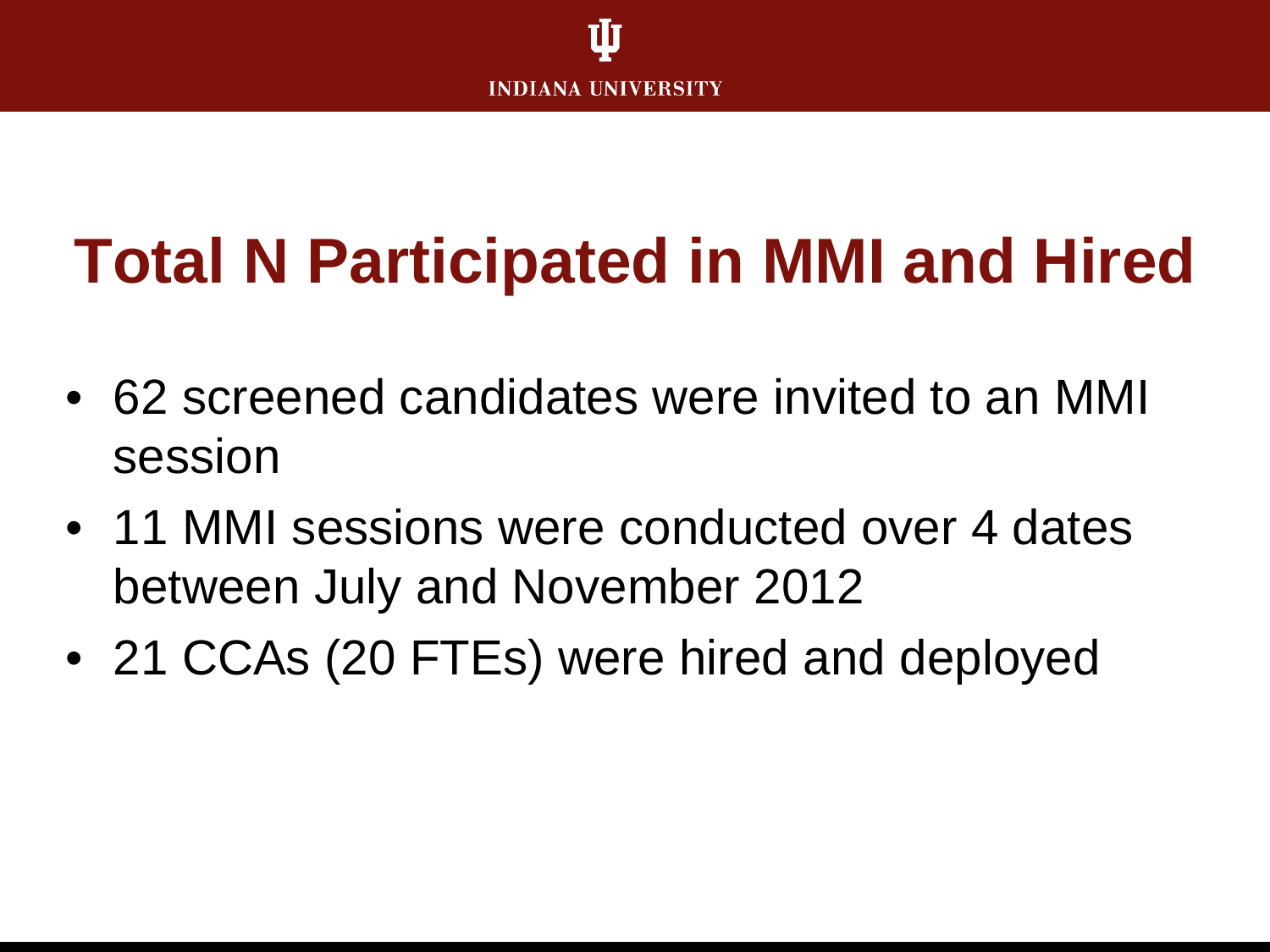# Total N Participated in MMI and Hired

- 62 screened candidates were invited to an MMI session
- 11 MMI sessions were conducted over 4 dates between July and November 2012
- 21 CCAs (20 FTEs) were hired and deployed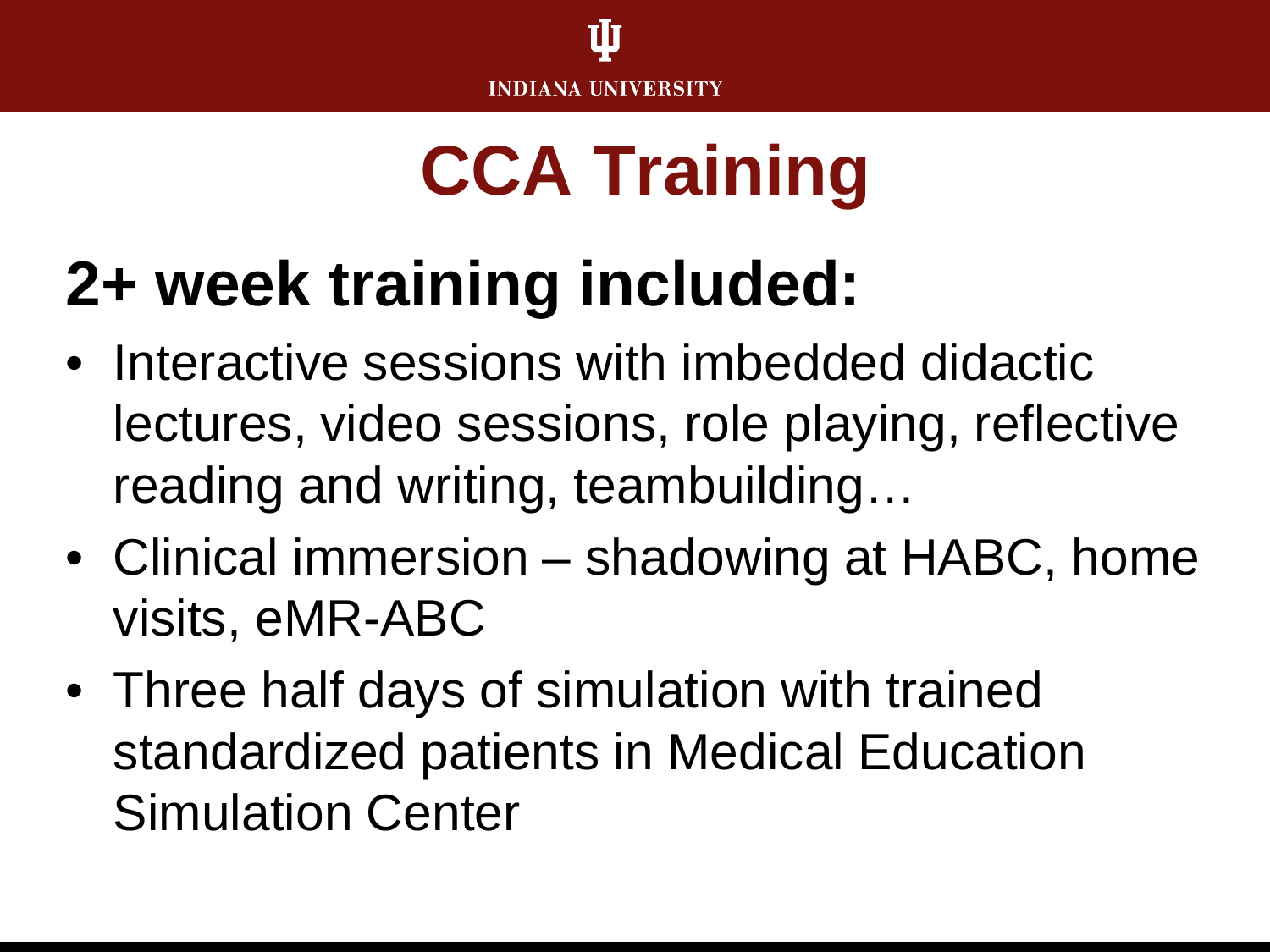# CCA Training

## 2+ week training included:

- Interactive sessions with imbedded didactic lectures, video sessions, role playing, reflective reading and writing, teambuilding…
- Clinical immersion – shadowing at HABC, home visits, eMR-ABC
- Three half days of simulation with trained standardized patients in Medical Education Simulation Center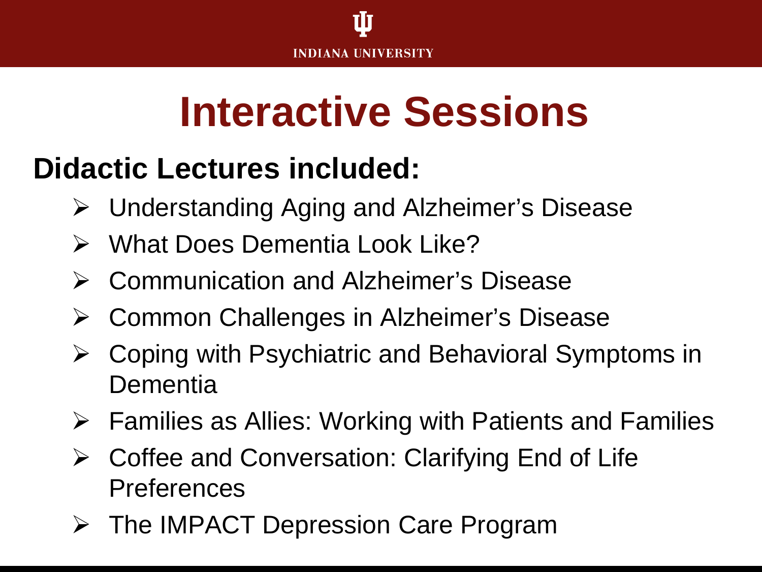# Interactive Sessions

**Didactic Lectures included:**

- Understanding Aging and Alzheimer's Disease
- What Does Dementia Look Like?
- Communication and Alzheimer's Disease
- Common Challenges in Alzheimer's Disease
- Coping with Psychiatric and Behavioral Symptoms in Dementia
- Families as Allies: Working with Patients and Families
- Coffee and Conversation: Clarifying End of Life Preferences
- The IMPACT Depression Care Program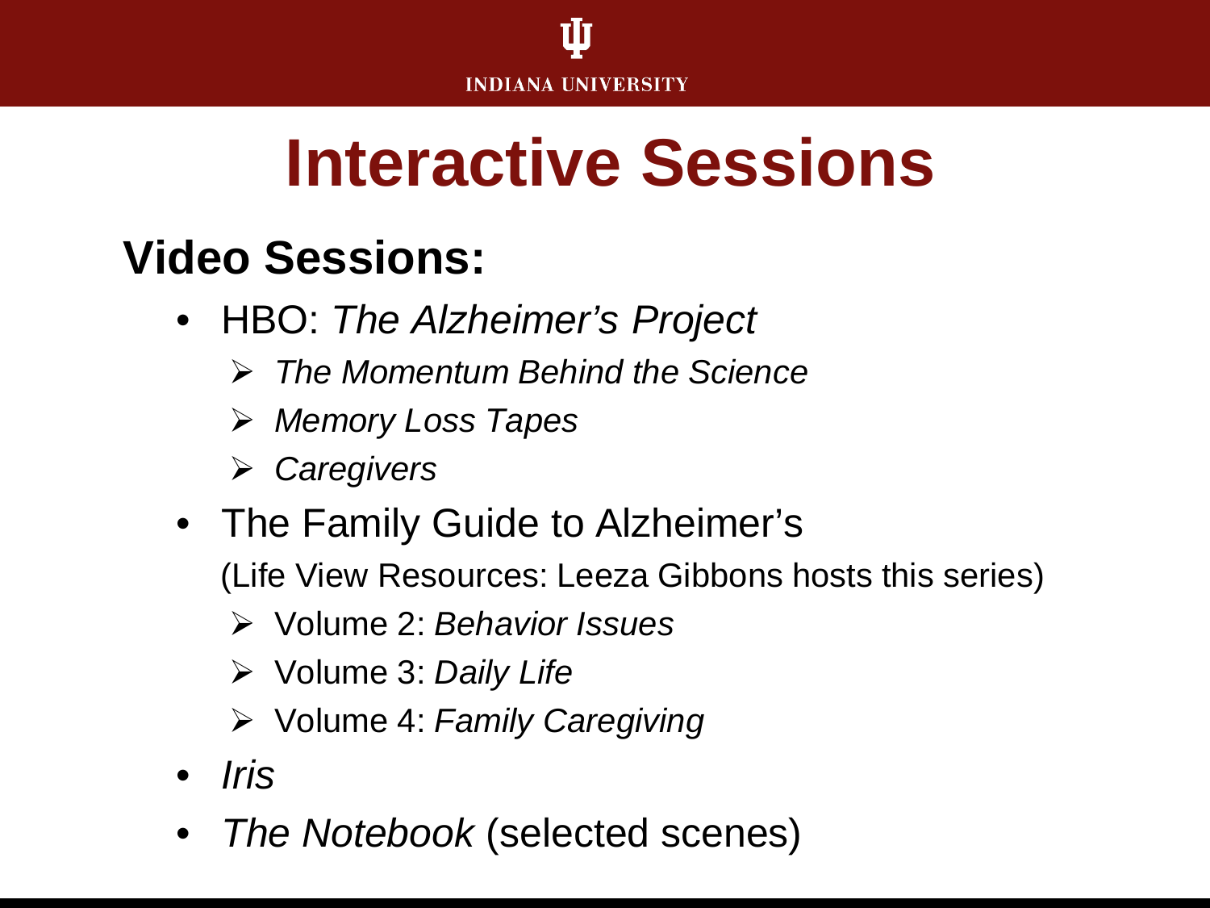# Interactive Sessions

## Video Sessions:

- HBO: *The Alzheimer's Project*
  - *The Momentum Behind the Science*
  - *Memory Loss Tapes*
  - *Caregivers*
- The Family Guide to Alzheimer's

  (Life View Resources: Leeza Gibbons hosts this series)
  - Volume 2: *Behavior Issues*
  - Volume 3: *Daily Life*
  - Volume 4: *Family Caregiving*
- *Iris*
- *The Notebook* (selected scenes)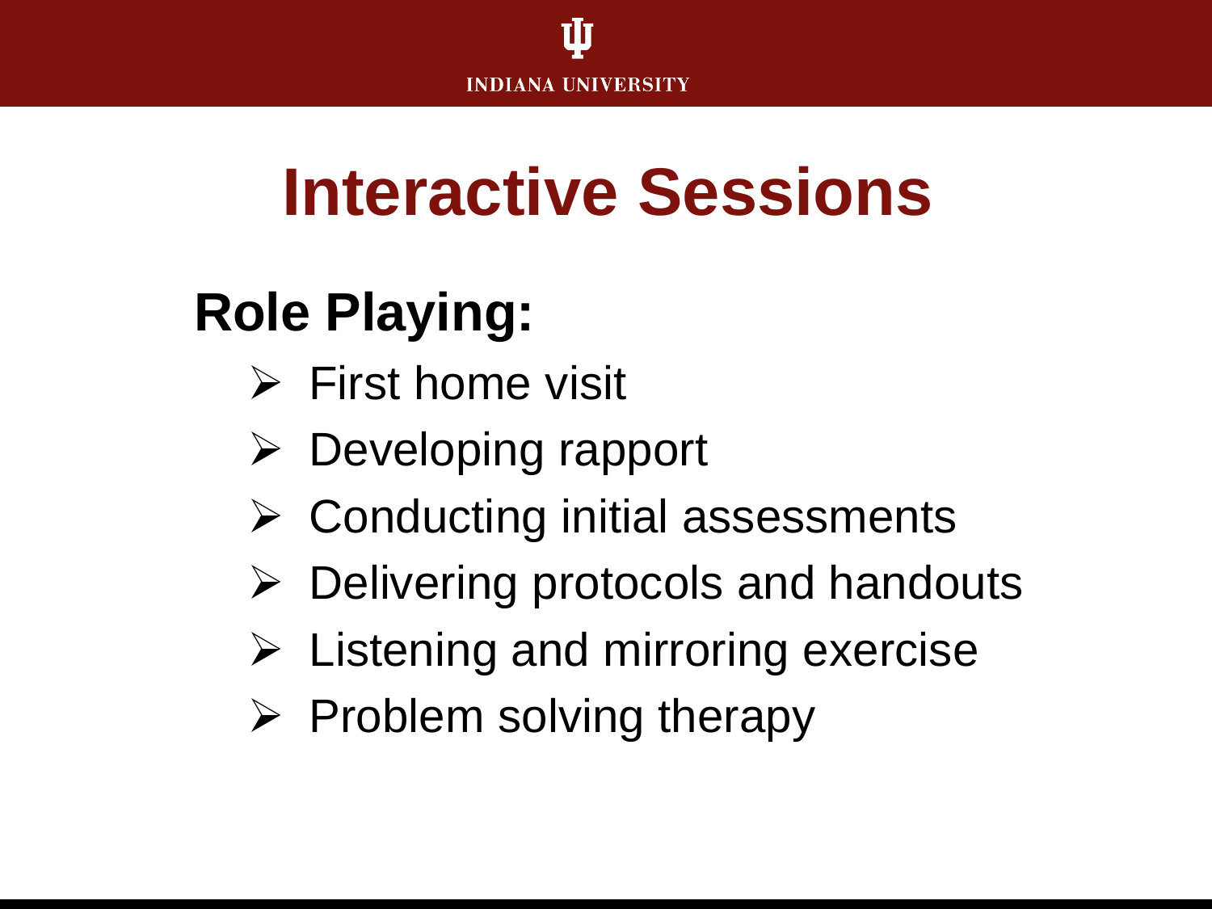# Interactive Sessions

## Role Playing:

- First home visit
- Developing rapport
- Conducting initial assessments
- Delivering protocols and handouts
- Listening and mirroring exercise
- Problem solving therapy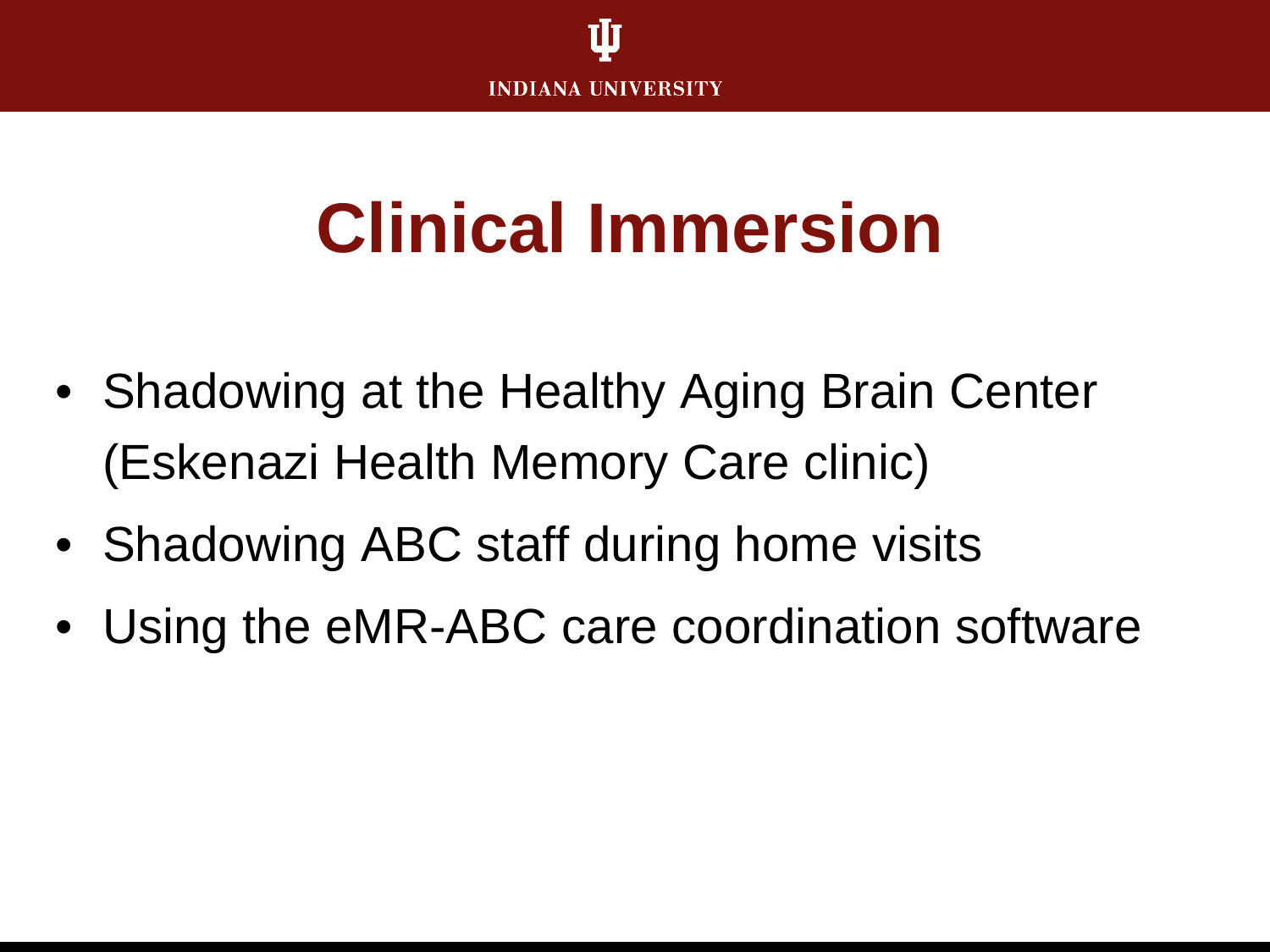# Clinical Immersion

- Shadowing at the Healthy Aging Brain Center (Eskenazi Health Memory Care clinic)
- Shadowing ABC staff during home visits
- Using the eMR-ABC care coordination software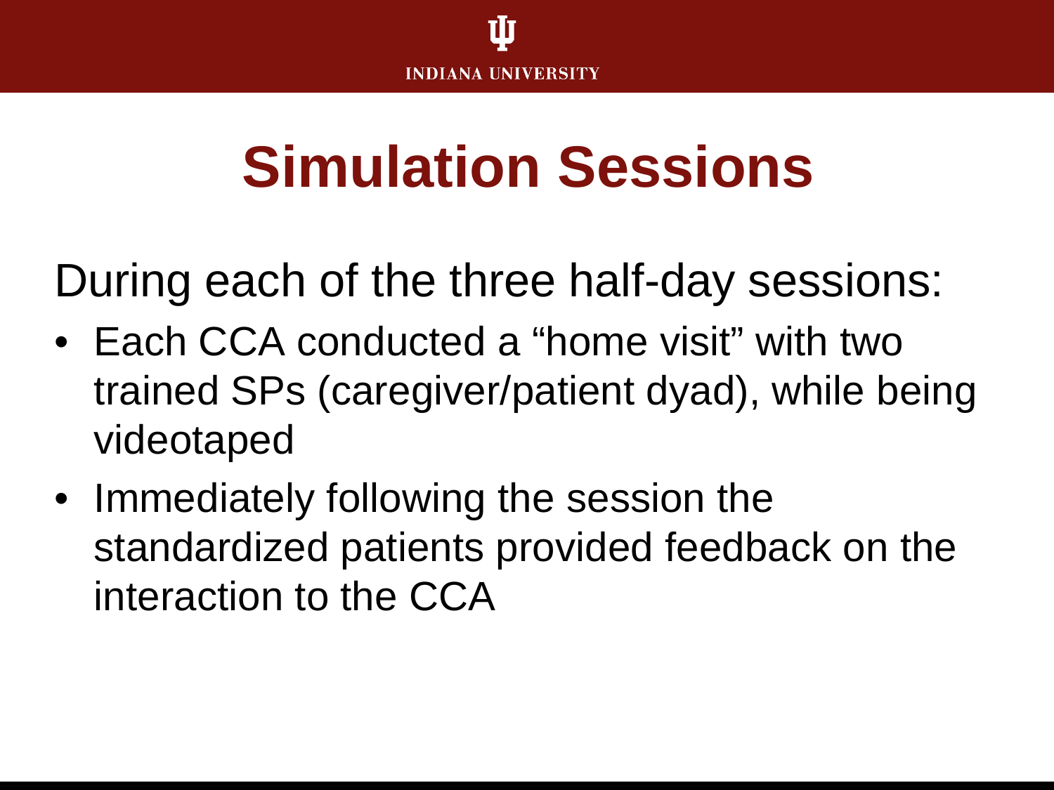# Simulation Sessions

During each of the three half-day sessions:

- Each CCA conducted a “home visit” with two trained SPs (caregiver/patient dyad), while being videotaped
- Immediately following the session the standardized patients provided feedback on the interaction to the CCA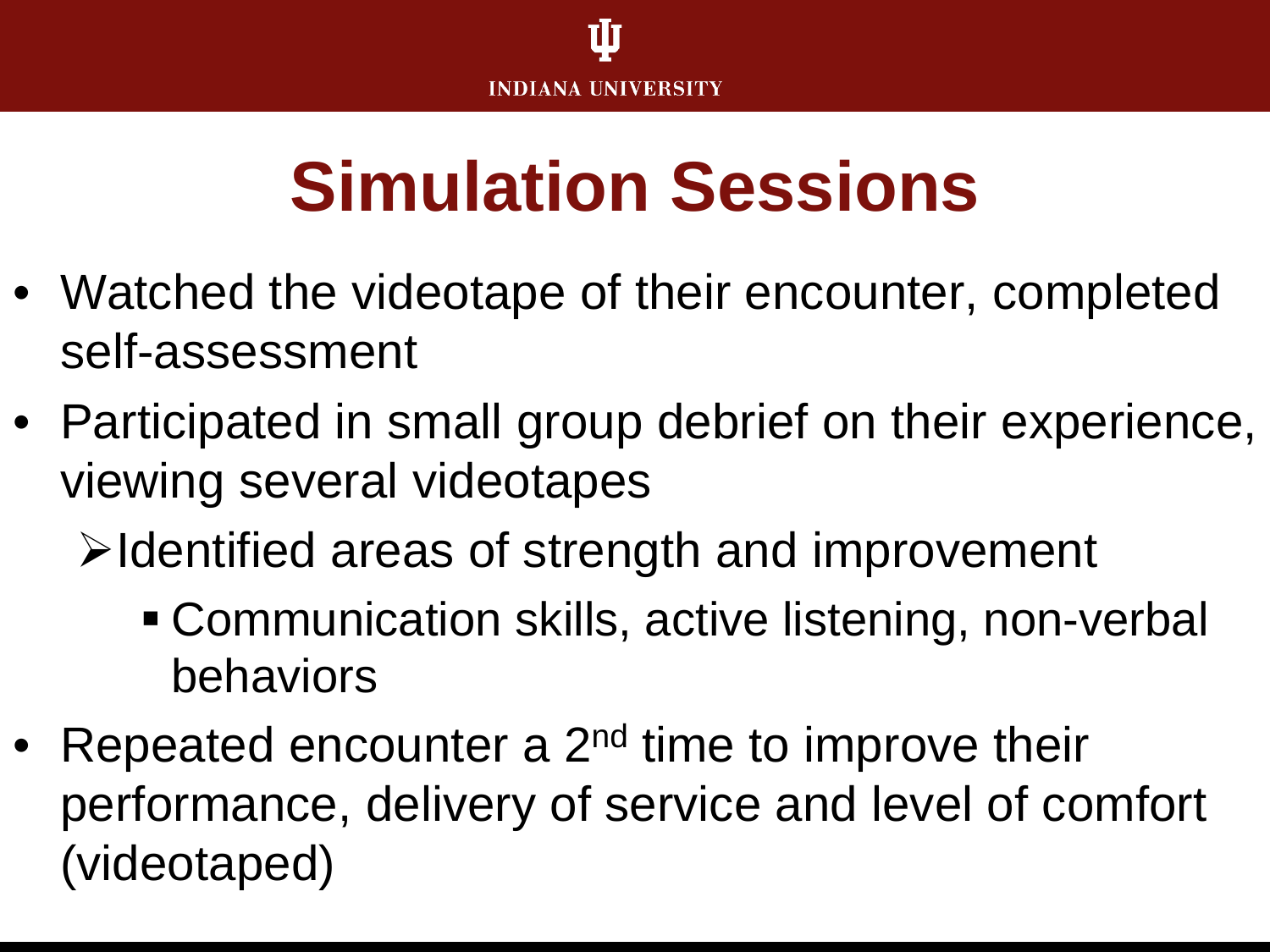# Simulation Sessions

- Watched the videotape of their encounter, completed self-assessment
- Participated in small group debrief on their experience, viewing several videotapes
  - Identified areas of strength and improvement
    - Communication skills, active listening, non-verbal behaviors
- Repeated encounter a 2nd time to improve their performance, delivery of service and level of comfort (videotaped)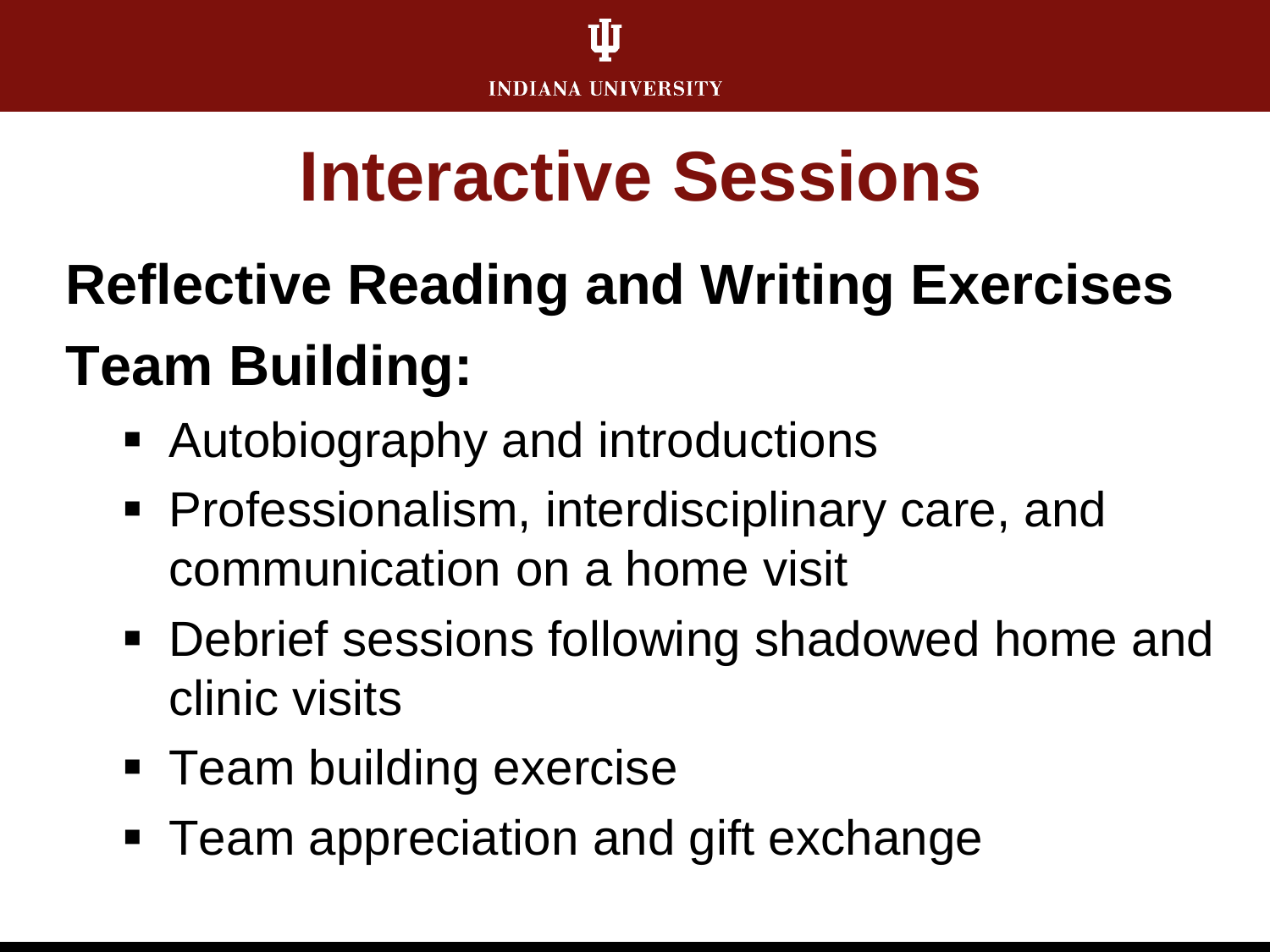# Interactive Sessions

**Reflective Reading and Writing Exercises**

**Team Building:**

- Autobiography and introductions
- Professionalism, interdisciplinary care, and communication on a home visit
- Debrief sessions following shadowed home and clinic visits
- Team building exercise
- Team appreciation and gift exchange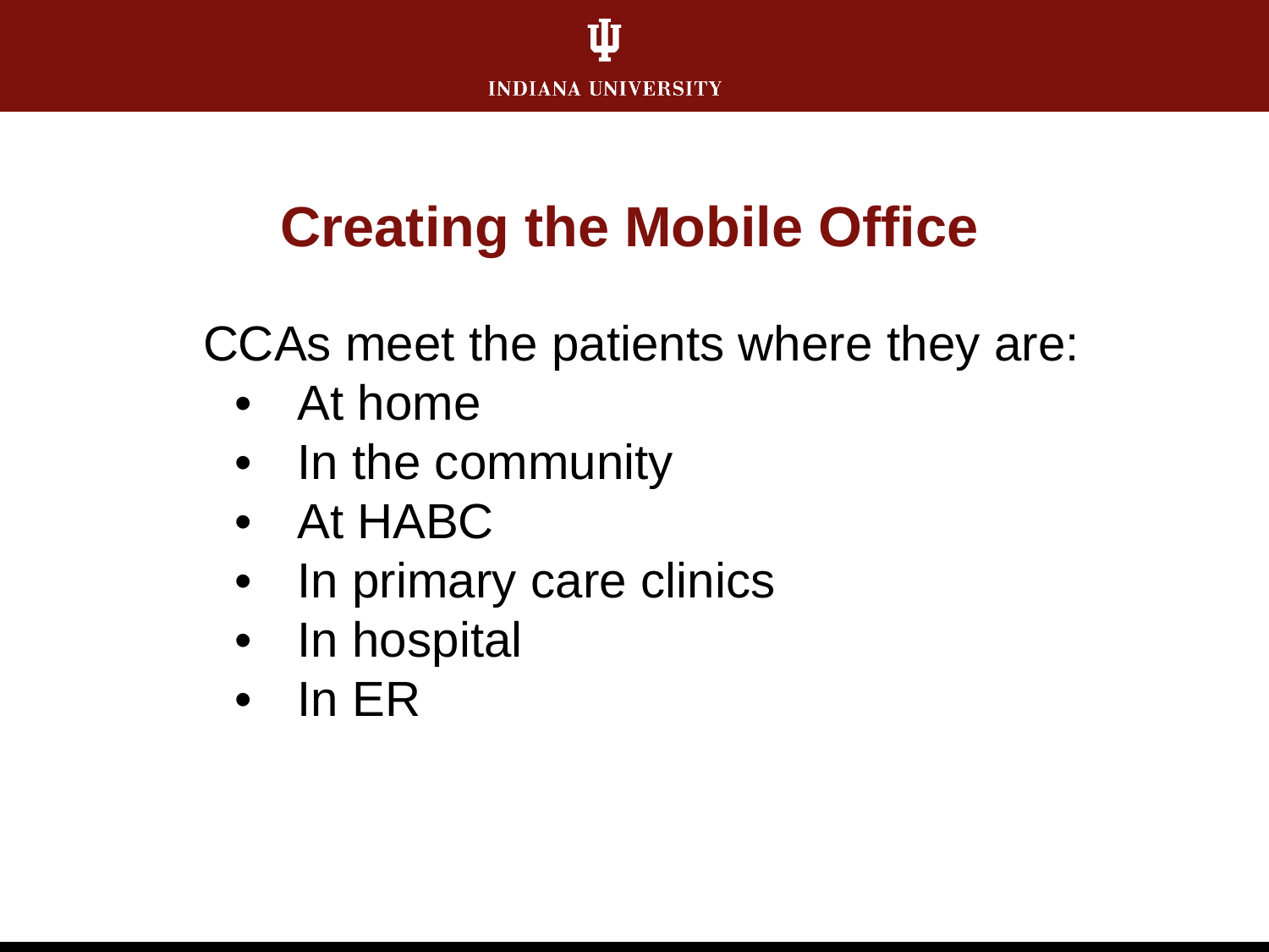# Creating the Mobile Office

CCAs meet the patients where they are:

- At home
- In the community
- At HABC
- In primary care clinics
- In hospital
- In ER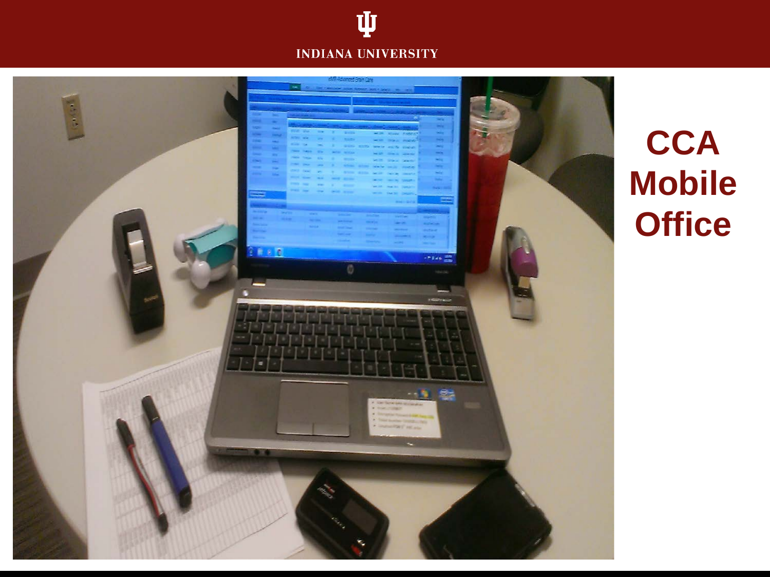# CCA Mobile Office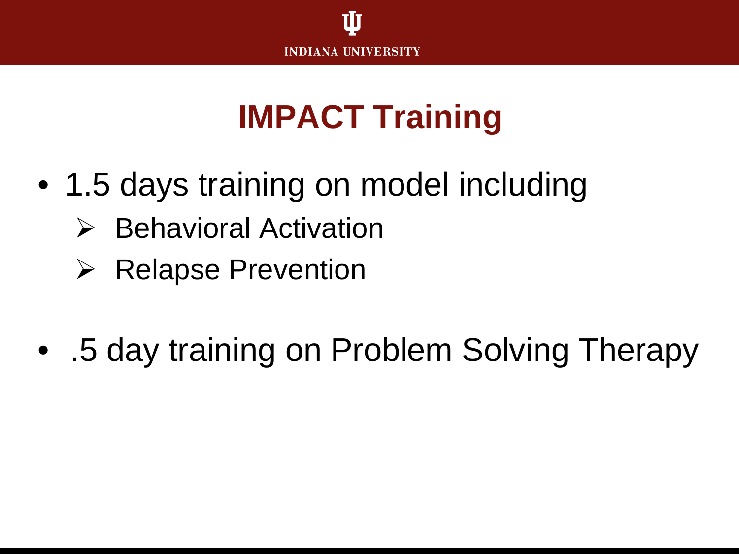# IMPACT Training

- 1.5 days training on model including
  - Behavioral Activation
  - Relapse Prevention
- .5 day training on Problem Solving Therapy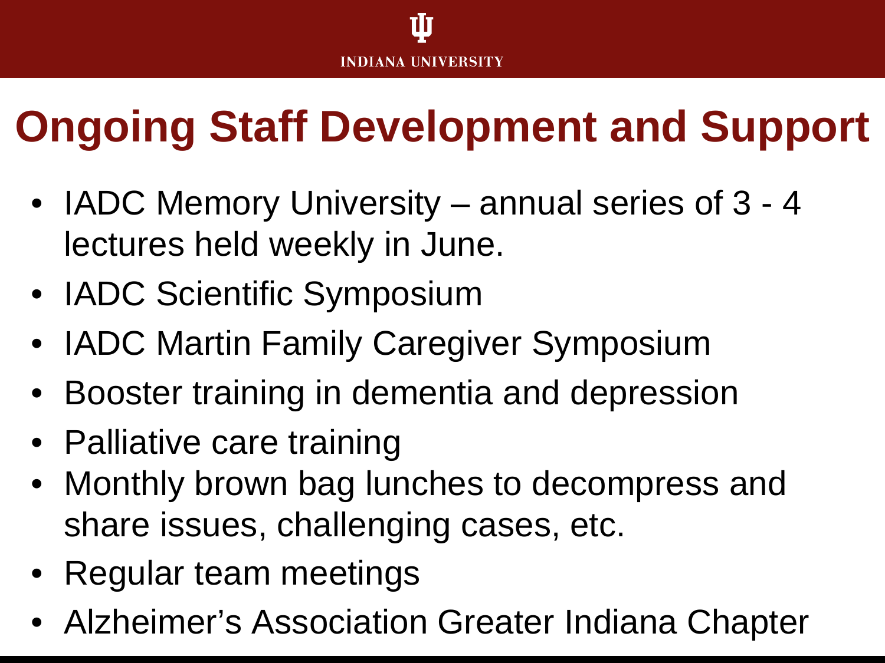# Ongoing Staff Development and Support

- IADC Memory University – annual series of 3 - 4 lectures held weekly in June.
- IADC Scientific Symposium
- IADC Martin Family Caregiver Symposium
- Booster training in dementia and depression
- Palliative care training
- Monthly brown bag lunches to decompress and share issues, challenging cases, etc.
- Regular team meetings
- Alzheimer's Association Greater Indiana Chapter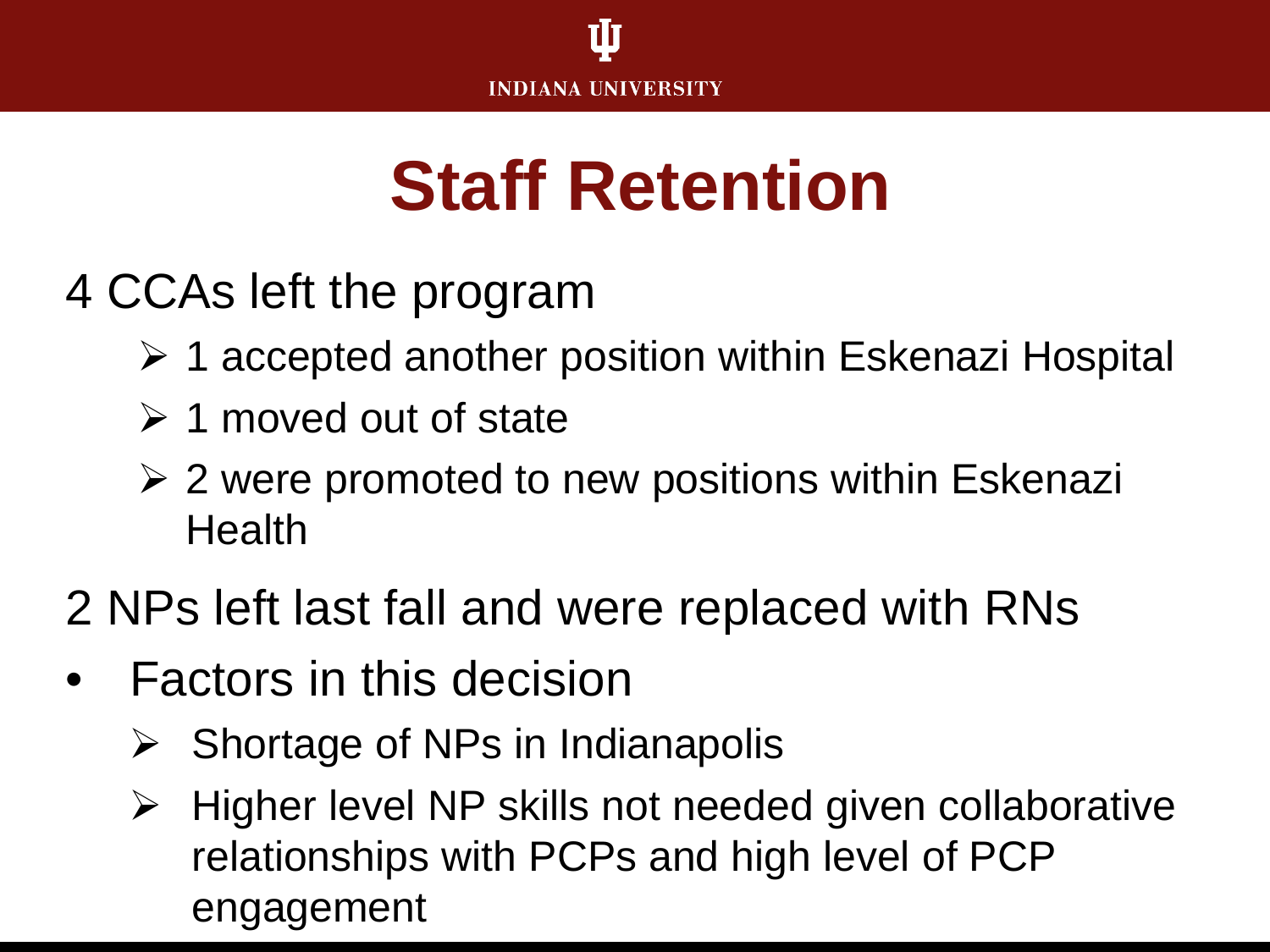# Staff Retention

4 CCAs left the program

- 1 accepted another position within Eskenazi Hospital
- 1 moved out of state
- 2 were promoted to new positions within Eskenazi Health

2 NPs left last fall and were replaced with RNs

- Factors in this decision
  - Shortage of NPs in Indianapolis
  - Higher level NP skills not needed given collaborative relationships with PCPs and high level of PCP engagement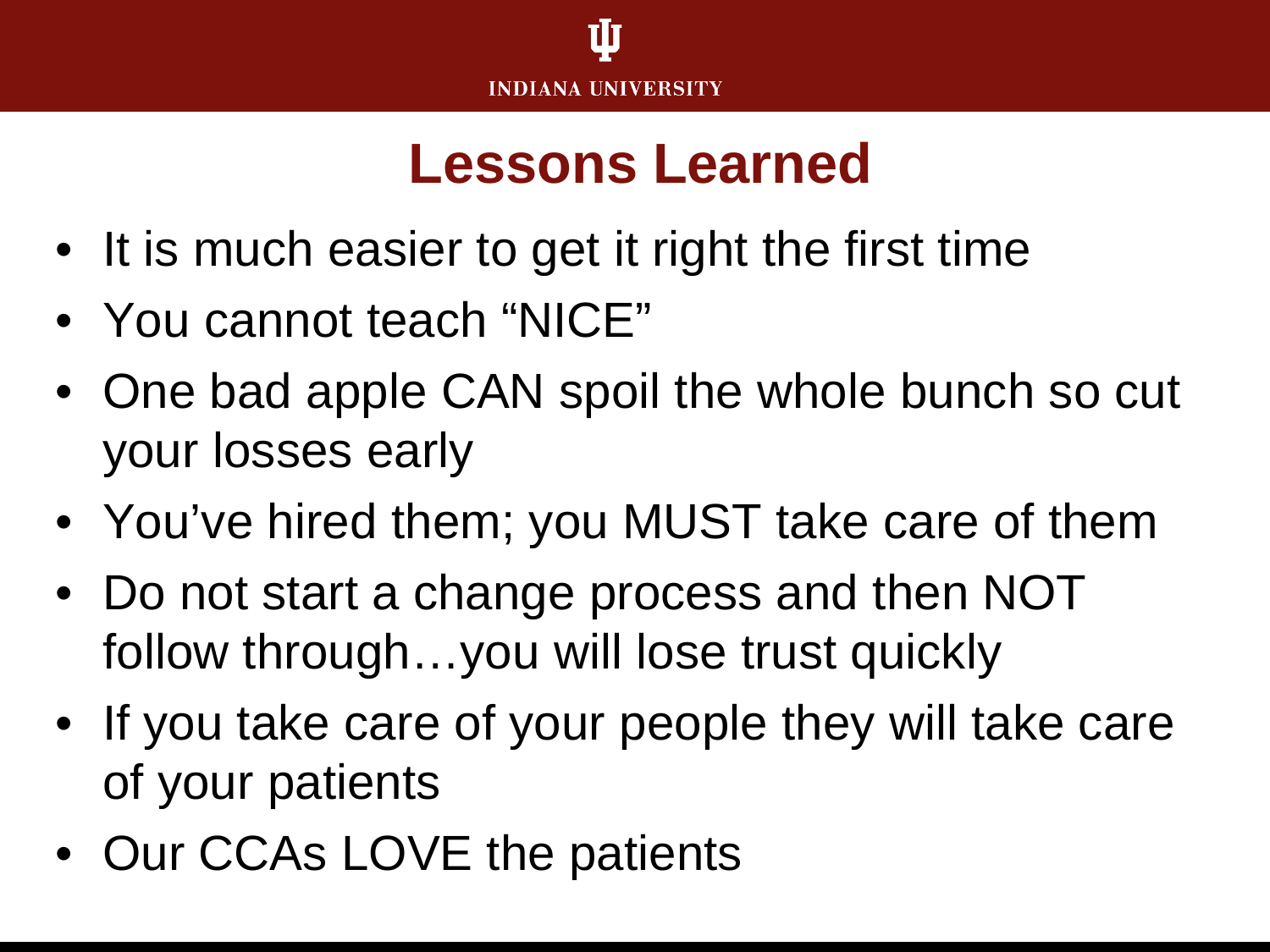# Lessons Learned

- It is much easier to get it right the first time
- You cannot teach "NICE"
- One bad apple CAN spoil the whole bunch so cut your losses early
- You've hired them; you MUST take care of them
- Do not start a change process and then NOT follow through…you will lose trust quickly
- If you take care of your people they will take care of your patients
- Our CCAs LOVE the patients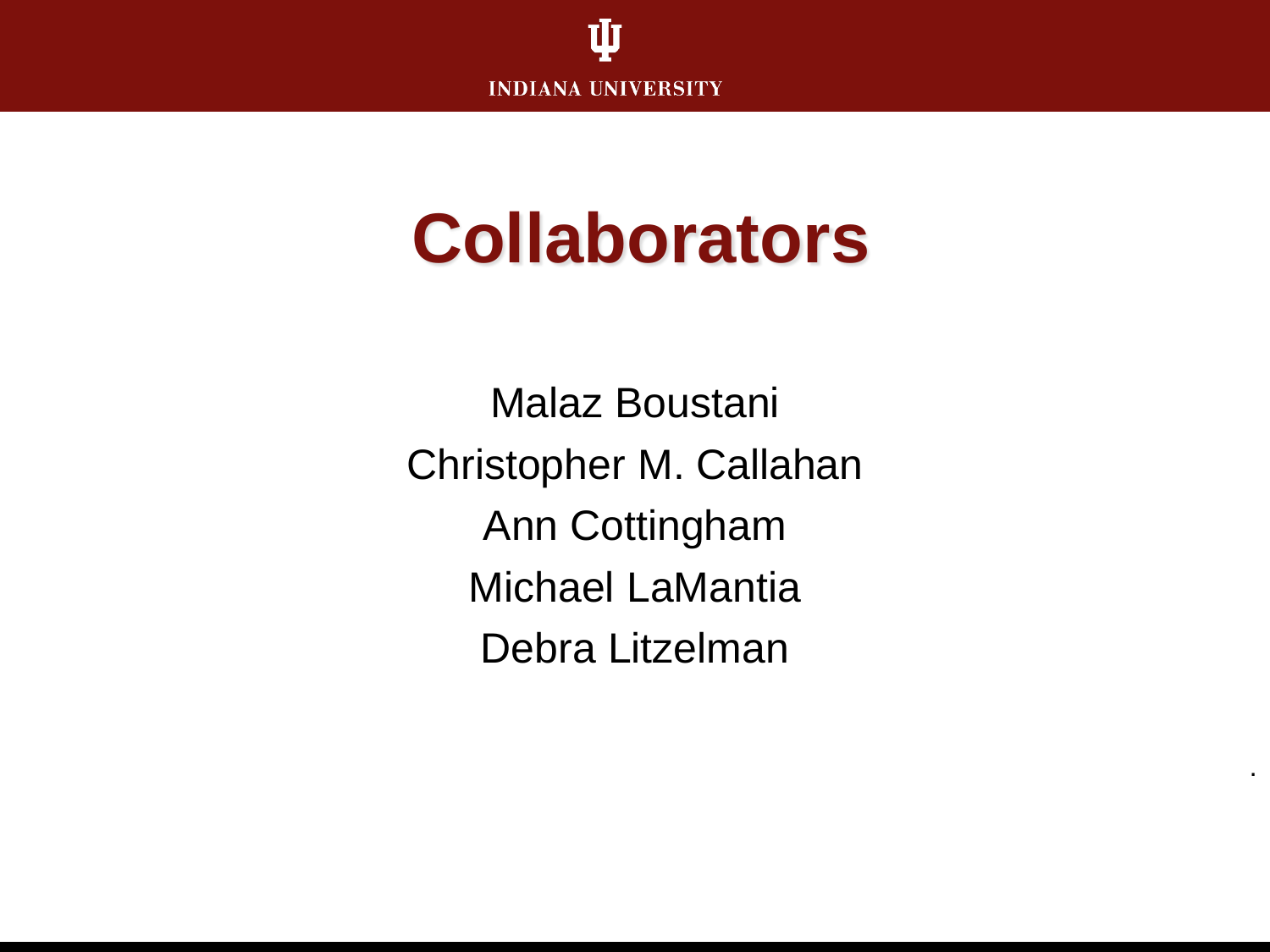# Collaborators

Malaz Boustani

Christopher M. Callahan

Ann Cottingham

Michael LaMantia

Debra Litzelman